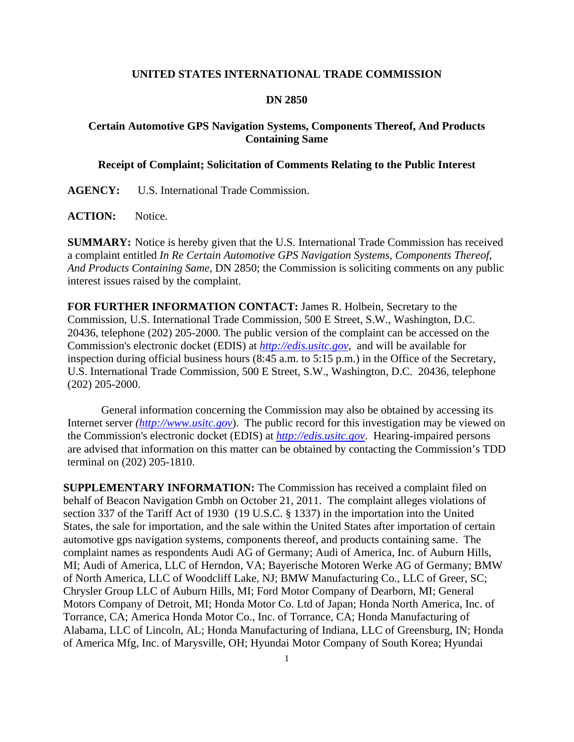**UNITED STATES INTERNATIONAL TRADE COMMISSION**

**DN 2850**

**Certain Automotive GPS Navigation Systems, Components Thereof, And Products Containing Same**

**Receipt of Complaint; Solicitation of Comments Relating to the Public Interest**

**AGENCY:** U.S. International Trade Commission.

**ACTION:** Notice.

**SUMMARY:** Notice is hereby given that the U.S. International Trade Commission has received a complaint entitled *In Re Certain Automotive GPS Navigation Systems, Components Thereof, And Products Containing Same*, DN 2850; the Commission is soliciting comments on any public interest issues raised by the complaint.

**FOR FURTHER INFORMATION CONTACT:** James R. Holbein, Secretary to the Commission, U.S. International Trade Commission, 500 E Street, S.W., Washington, D.C. 20436, telephone (202) 205-2000. The public version of the complaint can be accessed on the Commission's electronic docket (EDIS) at *http://edis.usitc.gov*, and will be available for inspection during official business hours (8:45 a.m. to 5:15 p.m.) in the Office of the Secretary, U.S. International Trade Commission, 500 E Street, S.W., Washington, D.C. 20436, telephone (202) 205-2000.

General information concerning the Commission may also be obtained by accessing its Internet server *(http://www.usitc.gov*). The public record for this investigation may be viewed on the Commission's electronic docket (EDIS) at *http://edis.usitc.gov*. Hearing-impaired persons are advised that information on this matter can be obtained by contacting the Commission's TDD terminal on (202) 205-1810.

**SUPPLEMENTARY INFORMATION:** The Commission has received a complaint filed on behalf of Beacon Navigation Gmbh on October 21, 2011. The complaint alleges violations of section 337 of the Tariff Act of 1930 (19 U.S.C. § 1337) in the importation into the United States, the sale for importation, and the sale within the United States after importation of certain automotive gps navigation systems, components thereof, and products containing same. The complaint names as respondents Audi AG of Germany; Audi of America, Inc. of Auburn Hills, MI; Audi of America, LLC of Herndon, VA; Bayerische Motoren Werke AG of Germany; BMW of North America, LLC of Woodcliff Lake, NJ; BMW Manufacturing Co., LLC of Greer, SC; Chrysler Group LLC of Auburn Hills, MI; Ford Motor Company of Dearborn, MI; General Motors Company of Detroit, MI; Honda Motor Co. Ltd of Japan; Honda North America, Inc. of Torrance, CA; America Honda Motor Co., Inc. of Torrance, CA; Honda Manufacturing of Alabama, LLC of Lincoln, AL; Honda Manufacturing of Indiana, LLC of Greensburg, IN; Honda of America Mfg, Inc. of Marysville, OH; Hyundai Motor Company of South Korea; Hyundai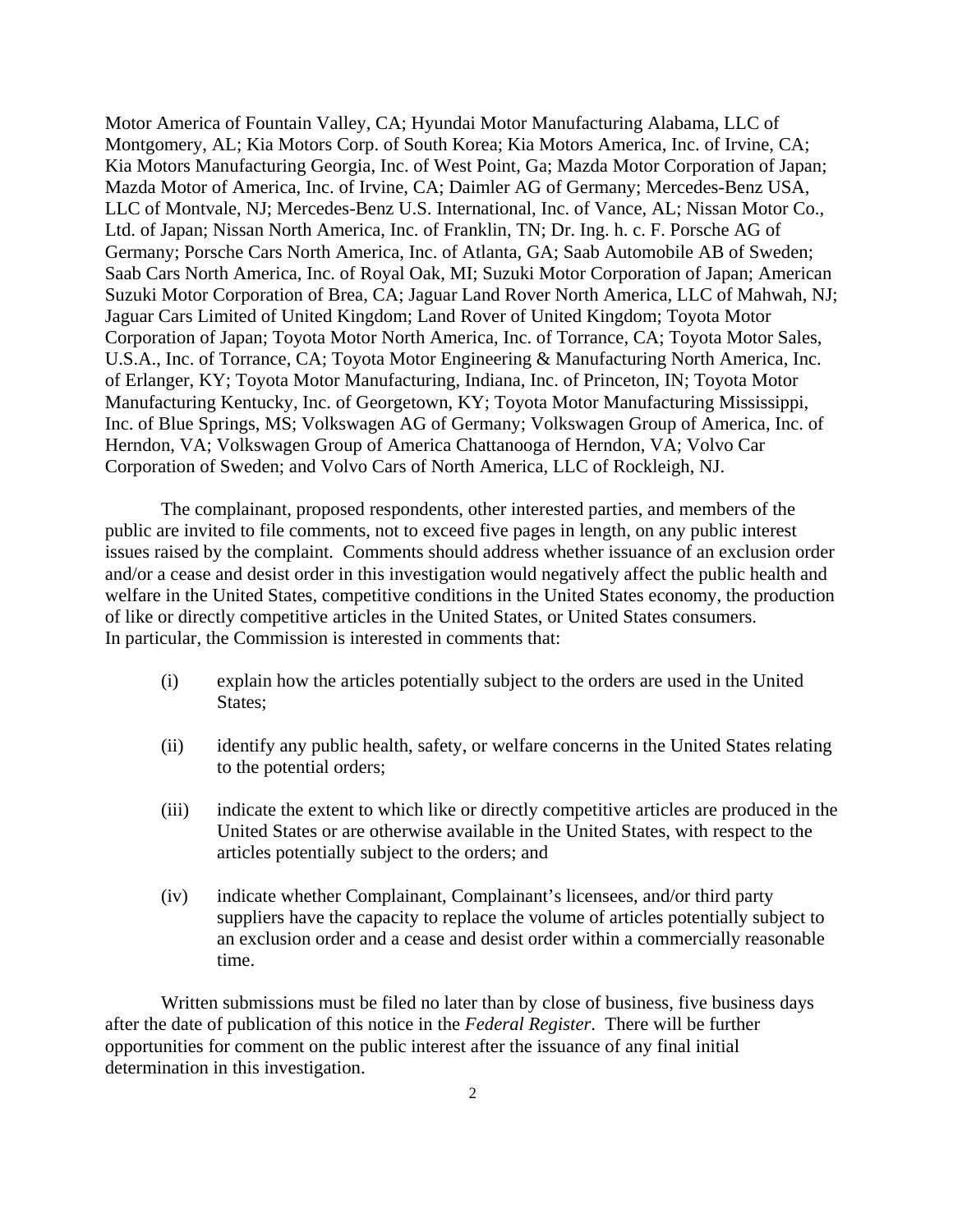Motor America of Fountain Valley, CA; Hyundai Motor Manufacturing Alabama, LLC of Montgomery, AL; Kia Motors Corp. of South Korea; Kia Motors America, Inc. of Irvine, CA; Kia Motors Manufacturing Georgia, Inc. of West Point, Ga; Mazda Motor Corporation of Japan; Mazda Motor of America, Inc. of Irvine, CA; Daimler AG of Germany; Mercedes-Benz USA, LLC of Montvale, NJ; Mercedes-Benz U.S. International, Inc. of Vance, AL; Nissan Motor Co., Ltd. of Japan; Nissan North America, Inc. of Franklin, TN; Dr. Ing. h. c. F. Porsche AG of Germany; Porsche Cars North America, Inc. of Atlanta, GA; Saab Automobile AB of Sweden; Saab Cars North America, Inc. of Royal Oak, MI; Suzuki Motor Corporation of Japan; American Suzuki Motor Corporation of Brea, CA; Jaguar Land Rover North America, LLC of Mahwah, NJ; Jaguar Cars Limited of United Kingdom; Land Rover of United Kingdom; Toyota Motor Corporation of Japan; Toyota Motor North America, Inc. of Torrance, CA; Toyota Motor Sales, U.S.A., Inc. of Torrance, CA; Toyota Motor Engineering & Manufacturing North America, Inc. of Erlanger, KY; Toyota Motor Manufacturing, Indiana, Inc. of Princeton, IN; Toyota Motor Manufacturing Kentucky, Inc. of Georgetown, KY; Toyota Motor Manufacturing Mississippi, Inc. of Blue Springs, MS; Volkswagen AG of Germany; Volkswagen Group of America, Inc. of Herndon, VA; Volkswagen Group of America Chattanooga of Herndon, VA; Volvo Car Corporation of Sweden; and Volvo Cars of North America, LLC of Rockleigh, NJ.

The complainant, proposed respondents, other interested parties, and members of the public are invited to file comments, not to exceed five pages in length, on any public interest issues raised by the complaint. Comments should address whether issuance of an exclusion order and/or a cease and desist order in this investigation would negatively affect the public health and welfare in the United States, competitive conditions in the United States economy, the production of like or directly competitive articles in the United States, or United States consumers. In particular, the Commission is interested in comments that:

(i) explain how the articles potentially subject to the orders are used in the United States;

(ii) identify any public health, safety, or welfare concerns in the United States relating to the potential orders;

(iii) indicate the extent to which like or directly competitive articles are produced in the United States or are otherwise available in the United States, with respect to the articles potentially subject to the orders; and

(iv) indicate whether Complainant, Complainant's licensees, and/or third party suppliers have the capacity to replace the volume of articles potentially subject to an exclusion order and a cease and desist order within a commercially reasonable time.

Written submissions must be filed no later than by close of business, five business days after the date of publication of this notice in the *Federal Register*. There will be further opportunities for comment on the public interest after the issuance of any final initial determination in this investigation.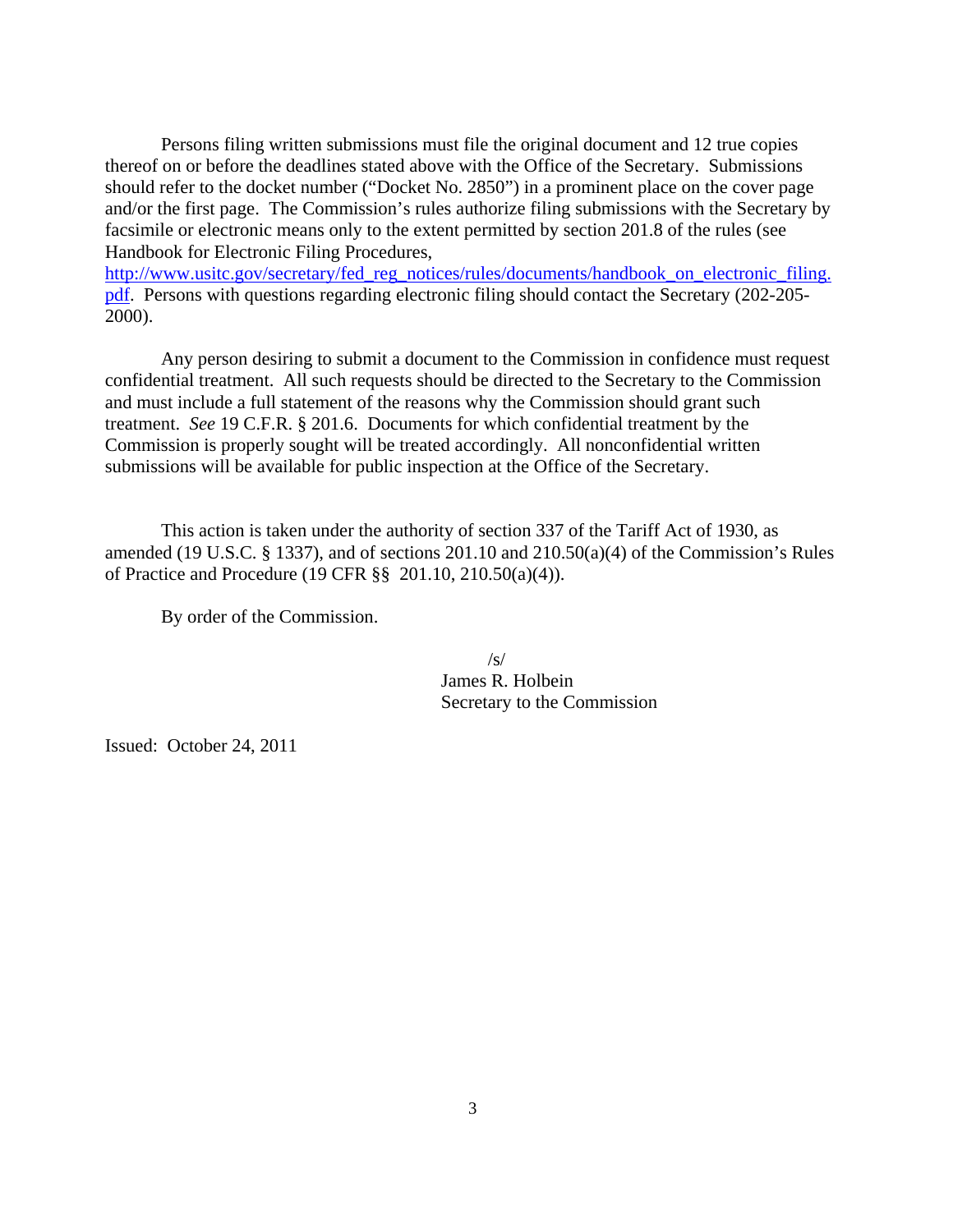Persons filing written submissions must file the original document and 12 true copies thereof on or before the deadlines stated above with the Office of the Secretary. Submissions should refer to the docket number ("Docket No. 2850") in a prominent place on the cover page and/or the first page. The Commission's rules authorize filing submissions with the Secretary by facsimile or electronic means only to the extent permitted by section 201.8 of the rules (see Handbook for Electronic Filing Procedures, http://www.usitc.gov/secretary/fed_reg_notices/rules/documents/handbook_on_electronic_filing.pdf. Persons with questions regarding electronic filing should contact the Secretary (202-205-2000).

Any person desiring to submit a document to the Commission in confidence must request confidential treatment. All such requests should be directed to the Secretary to the Commission and must include a full statement of the reasons why the Commission should grant such treatment. *See* 19 C.F.R. § 201.6. Documents for which confidential treatment by the Commission is properly sought will be treated accordingly. All nonconfidential written submissions will be available for public inspection at the Office of the Secretary.

This action is taken under the authority of section 337 of the Tariff Act of 1930, as amended (19 U.S.C. § 1337), and of sections 201.10 and 210.50(a)(4) of the Commission's Rules of Practice and Procedure (19 CFR §§ 201.10, 210.50(a)(4)).

By order of the Commission.

/s/
James R. Holbein
Secretary to the Commission

Issued: October 24, 2011